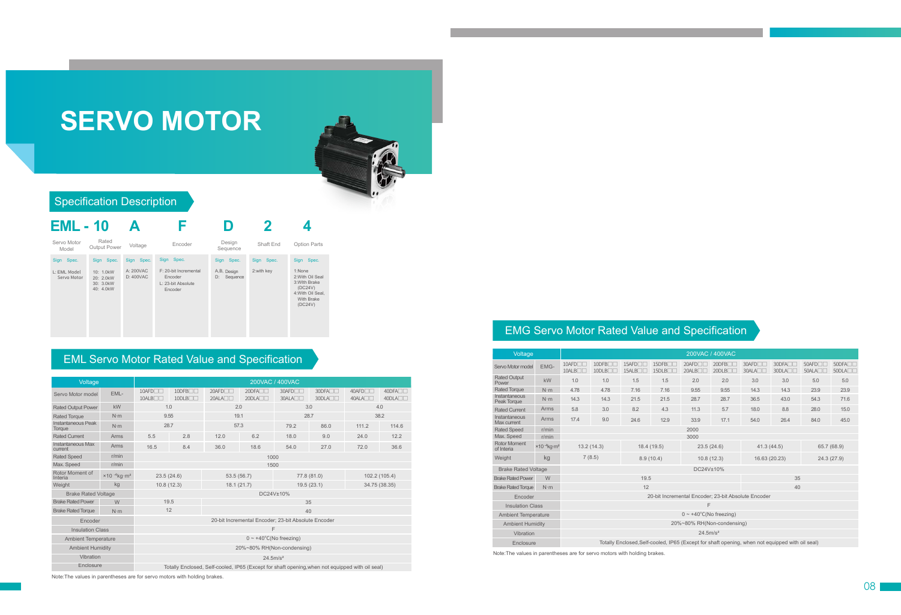# SERVO MOTOR

## Specification Description

| EML - | 10 | A | F | D | 2 | 4 |
|---|---|---|---|---|---|---|
| Servo Motor Model | Rated Output Power | Voltage | Encoder | Design Sequence | Shaft End | Option Parts |
| Sign Spec. | Sign Spec. | Sign Spec. | Sign Spec. | Sign Spec. | Sign Spec. | Sign Spec. |
| L: EML Model Servo Motor | 10: 1.0kW<br>20: 2.0kW<br>30: 3.0kW<br>40: 4.0kW | A: 200VAC<br>D: 400VAC | F: 20-bit Incremental Encoder<br>L: 23-bit Absolute Encoder | A,B, D: Design Sequence | 2:with key | 1:None<br>2:With Oil Seal<br>3:With Brake (DC24V)<br>4:With Oil Seal, With Brake (DC24V) |

## EML Servo Motor Rated Value and Specification

| Voltage | | 200VAC / 400VAC | | | | | | | |
|---|---|---|---|---|---|---|---|---|---|
| Servo Motor model | EML- | 10AFD□□<br>10ALB□□ | 10DFB□□<br>10DLB□□ | 20AFD□□<br>20ALA□□ | 20DFA□□<br>20DLA□□ | 30AFD□□<br>30ALA□□ | 30DFA□□<br>30DLA□□ | 40AFD□□<br>40ALA□□ | 40DFA□□<br>40DLA□□ |
| Rated Output Power | kW | 1.0 | | 2.0 | | 3.0 | | 4.0 | |
| Rated Torque | N·m | 9.55 | | 19.1 | | 28.7 | | 38.2 | |
| Instantaneous Peak Torque | N·m | 28.7 | | 57.3 | | 79.2 | 86.0 | 111.2 | 114.6 |
| Rated Current | Arms | 5.5 | 2.8 | 12.0 | 6.2 | 18.0 | 9.0 | 24.0 | 12.2 |
| Instantaneous Max current | Arms | 16.5 | 8.4 | 36.0 | 18.6 | 54.0 | 27.0 | 72.0 | 36.6 |
| Rated Speed | r/min | 1000 | | | | | | | |
| Max. Speed | r/min | 1500 | | | | | | | |
| Rotor Moment of Interia | $\times10^{-4}$kg·m² | 23.5 (24.6) | | 53.5 (56.7) | | 77.8 (81.0) | | 102.2 (105.4) | |
| Weight | kg | 10.8 (12.3) | | 18.1 (21.7) | | 19.5 (23.1) | | 34.75 (38.35) | |
| Brake Rated Voltage | | DC24V±10% | | | | | | | |
| Brake Rated Power | W | 19.5 | | 35 | | | | | |
| Brake Rated Torque | N·m | 12 | | 40 | | | | | |
| Encoder | | 20-bit Incremental Encoder; 23-bit Absolute Encoder | | | | | | | |
| Insulation Class | | F | | | | | | | |
| Ambient Temperature | | 0 ~ +40°C(No freezing) | | | | | | | |
| Ambient Humidity | | 20%~80% RH(Non-condensing) | | | | | | | |
| Vibration | | 24.5m/s² | | | | | | | |
| Enclosure | | Totally Enclosed, Self-cooled, IP65 (Except for shaft opening,when not equipped with oil seal) | | | | | | | |

Note:The values in parentheses are for servo motors with holding brakes.

## EMG Servo Motor Rated Value and Specification

| Voltage | | 200VAC / 400VAC | | | | | | | | | |
|---|---|---|---|---|---|---|---|---|---|---|---|
| Servo Motor model | EMG- | 10AFD□□<br>10ALB□□ | 10DFB□□<br>10DLB□□ | 15AFD□□<br>15ALB□□ | 15DFB□□<br>15DLB□□ | 20AFD□□<br>20ALB□□ | 20DFB□□<br>20DLB□□ | 30AFD□□<br>30ALA□□ | 30DFA□□<br>30DLA□□ | 50AFD□□<br>50ALA□□ | 50DFA□□<br>50DLA□□ |
| Rated Output Power | kW | 1.0 | 1.0 | 1.5 | 1.5 | 2.0 | 2.0 | 3.0 | 3.0 | 5.0 | 5.0 |
| Rated Torque | N·m | 4.78 | 4.78 | 7.16 | 7.16 | 9.55 | 9.55 | 14.3 | 14.3 | 23.9 | 23.9 |
| Instantaneous Peak Torque | N·m | 14.3 | 14.3 | 21.5 | 21.5 | 28.7 | 28.7 | 36.5 | 43.0 | 54.3 | 71.6 |
| Rated Current | Arms | 5.8 | 3.0 | 8.2 | 4.3 | 11.3 | 5.7 | 18.0 | 8.8 | 28.0 | 15.0 |
| Instantaneous Max current | Arms | 17.4 | 9.0 | 24.6 | 12.9 | 33.9 | 17.1 | 54.0 | 26.4 | 84.0 | 45.0 |
| Rated Speed | r/min | 2000 | | | | | | | | | |
| Max. Speed | r/min | 3000 | | | | | | | | | |
| Rotor Moment of Interia | $\times10^{-4}$kg·m² | 13.2 (14.3) | | 18.4 (19.5) | | 23.5 (24.6) | | 41.3 (44.5) | | 65.7 (68.9) | |
| Weight | kg | 7 (8.5) | | 8.9 (10.4) | | 10.8 (12.3) | | 16.63 (20.23) | | 24.3 (27.9) | |
| Brake Rated Voltage | | DC24V±10% | | | | | | | | | |
| Brake Rated Power | W | 19.5 | | | | | | 35 | | | |
| Brake Rated Torque | N·m | 12 | | | | | | 40 | | | |
| Encoder | | 20-bit Incremental Encoder; 23-bit Absolute Encoder | | | | | | | | | |
| Insulation Class | | F | | | | | | | | | |
| Ambient Temperature | | 0 ~ +40°C(No freezing) | | | | | | | | | |
| Ambient Humidity | | 20%~80% RH(Non-condensing) | | | | | | | | | |
| Vibration | | 24.5m/s² | | | | | | | | | |
| Enclosure | | Totally Enclosed,Self-cooled, IP65 (Except for shaft opening, when not equipped with oil seal) | | | | | | | | | |

Note:The values in parentheses are for servo motors with holding brakes.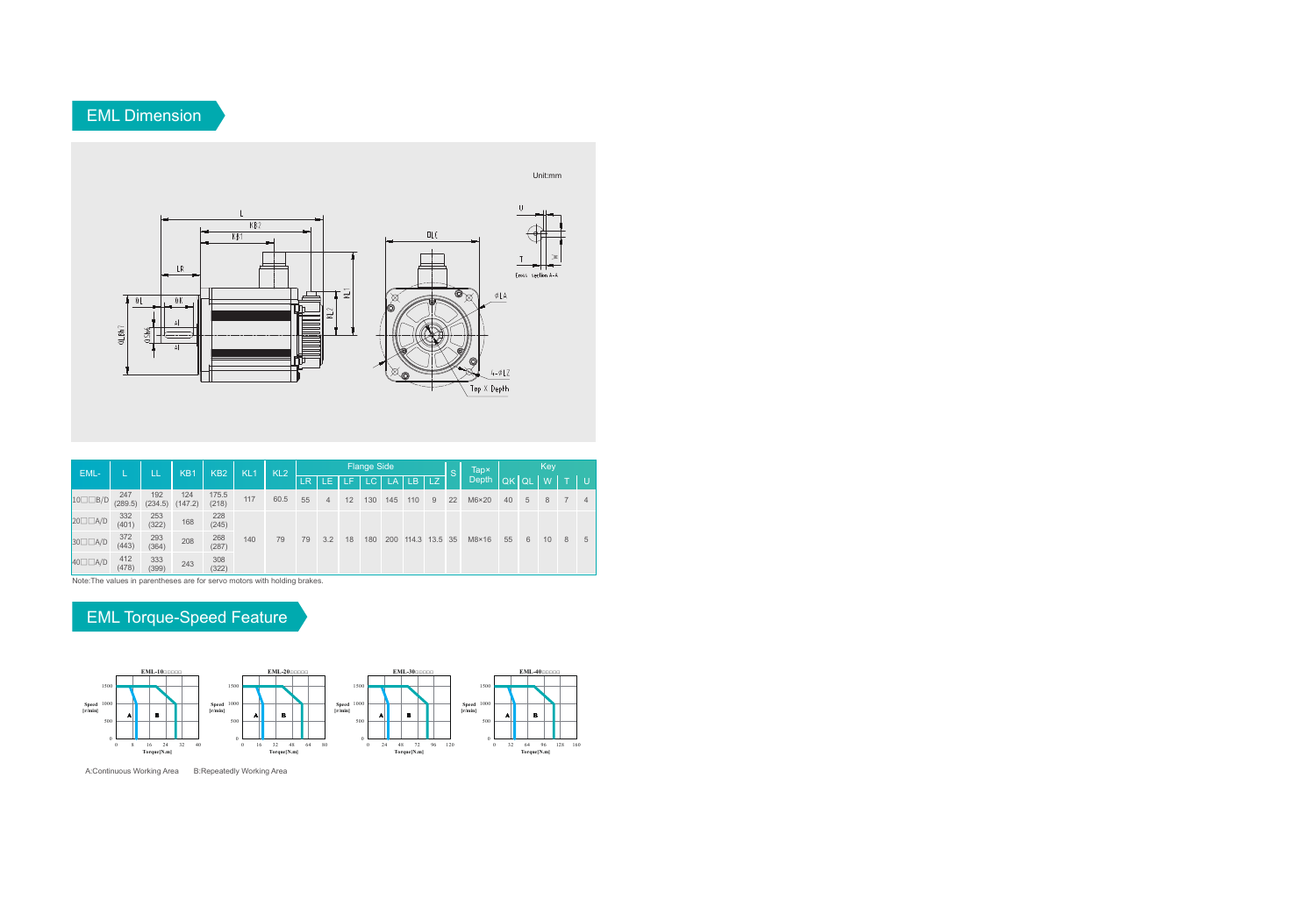## EML Dimension

Unit:mm

L
KB2
KB1
LR
QL
QK
ØLB h7
ØS h6
A|
A|
KL1
KL2
ØLC
ØLA
4-ØLZ
Tap X Depth
U
T
W
Cross section A-A

| EML- | L | LL | KB1 | KB2 | KL1 | KL2 | Flange Side | | | | | | | S | Tap× Depth | Key | | | | |
|---|---|---|---|---|---|---|---|---|---|---|---|---|---|---|---|---|---|---|---|---|
| | | | | | | | LR | LE | LF | LC | LA | LB | LZ | | | QK | QL | W | T | U |
| 10□□B/D | 247 (289.5) | 192 (234.5) | 124 (147.2) | 175.5 (218) | 117 | 60.5 | 55 | 4 | 12 | 130 | 145 | 110 | 9 | 22 | M6×20 | 40 | 5 | 8 | 7 | 4 |
| 20□□A/D | 332 (401) | 253 (322) | 168 | 228 (245) | 140 | 79 | 79 | 3.2 | 18 | 180 | 200 | 114.3 | 13.5 | 35 | M8×16 | 55 | 6 | 10 | 8 | 5 |
| 30□□A/D | 372 (443) | 293 (364) | 208 | 268 (287) | | | | | | | | | | | | | | | | |
| 40□□A/D | 412 (478) | 333 (399) | 243 | 308 (322) | | | | | | | | | | | | | | | | |

Note:The values in parentheses are for servo motors with holding brakes.

## EML Torque-Speed Feature

EML-10□□□□□
Speed [r/min]
1500
1000
500
0
0 8 16 24 32 40
Torque[N.m]
A B

EML-20□□□□□
Speed [r/min]
1500
1000
500
0
0 16 32 48 64 80
Torque[N.m]
A B

EML-30□□□□□
Speed [r/min]
1500
1000
500
0
0 24 48 72 96 120
Torque[N.m]
A B

EML-40□□□□□
Speed [r/min]
1500
1000
500
0
0 32 64 96 128 160
Torque[N.m]
A B

A:Continuous Working Area B:Repeatedly Working Area